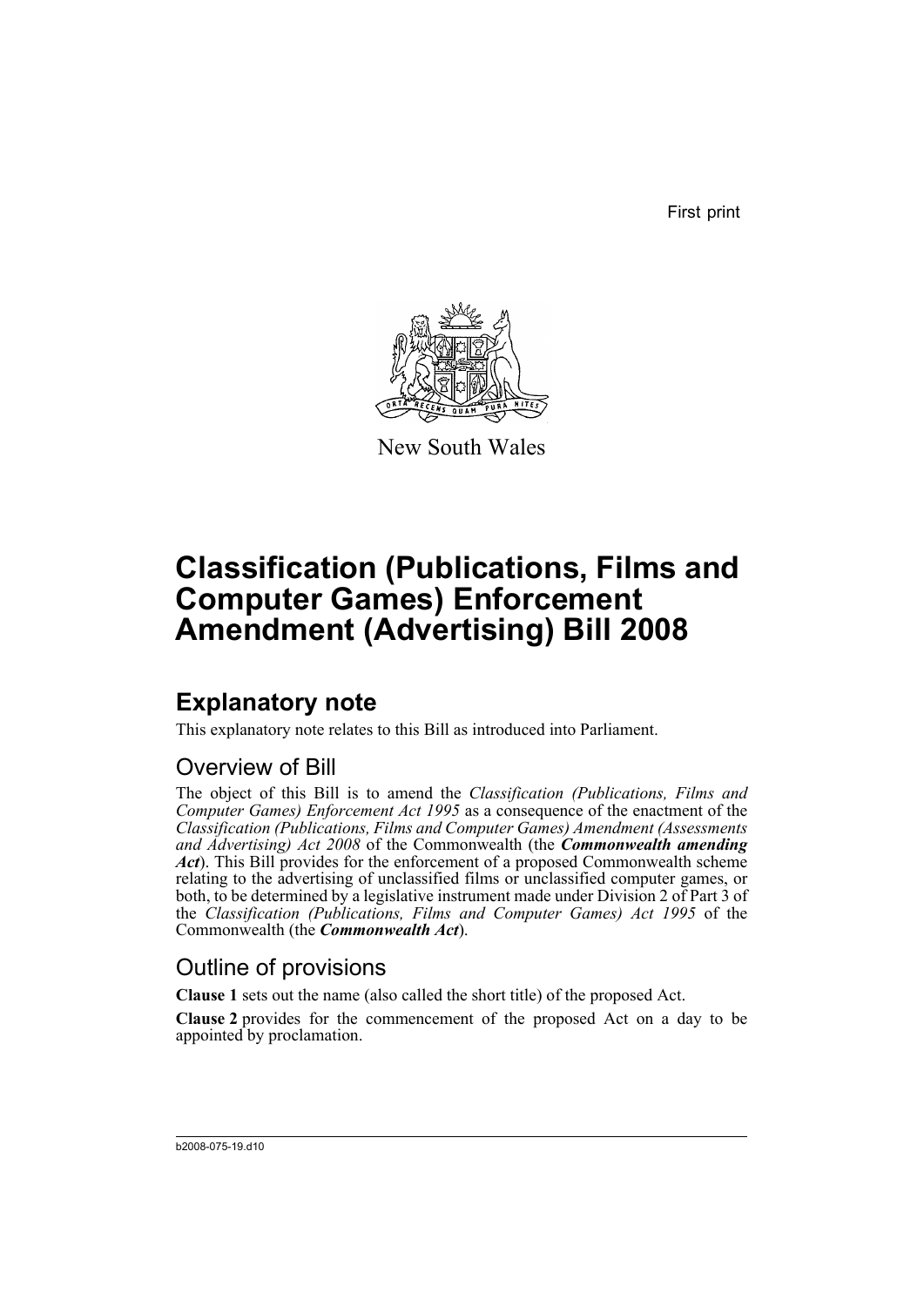First print

New South Wales

# Classification (Publications, Films and Computer Games) Enforcement Amendment (Advertising) Bill 2008

## Explanatory note

This explanatory note relates to this Bill as introduced into Parliament.

### Overview of Bill

The object of this Bill is to amend the *Classification (Publications, Films and Computer Games) Enforcement Act 1995* as a consequence of the enactment of the *Classification (Publications, Films and Computer Games) Amendment (Assessments and Advertising) Act 2008* of the Commonwealth (the ***Commonwealth amending Act***). This Bill provides for the enforcement of a proposed Commonwealth scheme relating to the advertising of unclassified films or unclassified computer games, or both, to be determined by a legislative instrument made under Division 2 of Part 3 of the *Classification (Publications, Films and Computer Games) Act 1995* of the Commonwealth (the ***Commonwealth Act***).

### Outline of provisions

**Clause 1** sets out the name (also called the short title) of the proposed Act.

**Clause 2** provides for the commencement of the proposed Act on a day to be appointed by proclamation.

b2008-075-19.d10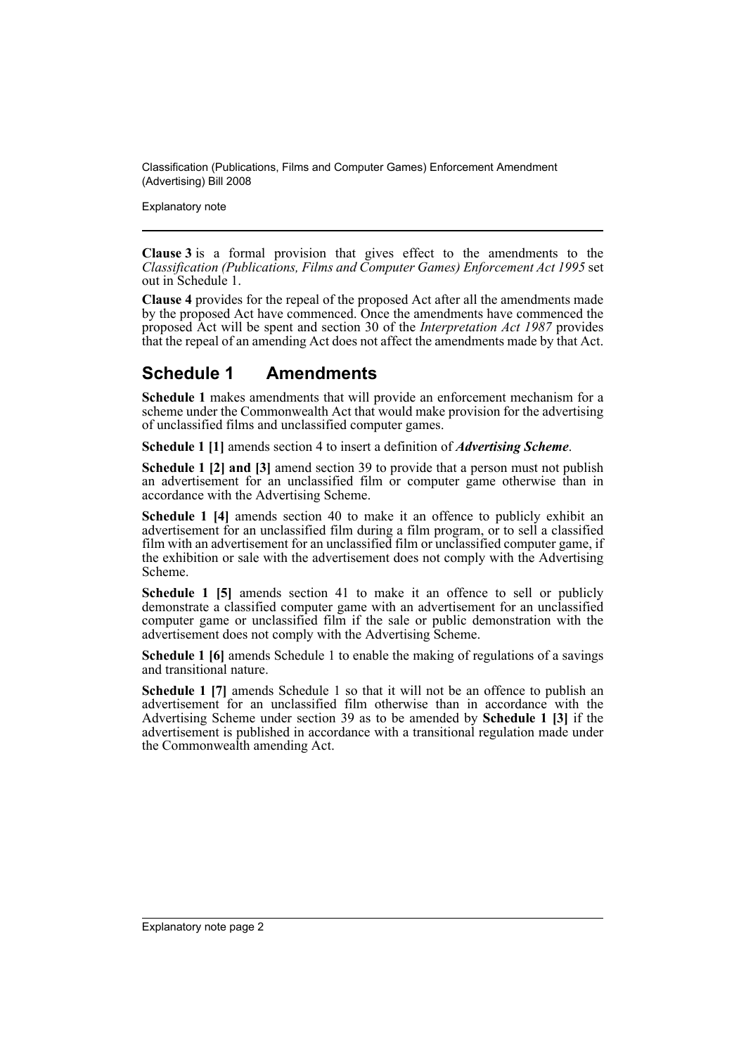**Clause 3** is a formal provision that gives effect to the amendments to the *Classification (Publications, Films and Computer Games) Enforcement Act 1995* set out in Schedule 1.

**Clause 4** provides for the repeal of the proposed Act after all the amendments made by the proposed Act have commenced. Once the amendments have commenced the proposed Act will be spent and section 30 of the *Interpretation Act 1987* provides that the repeal of an amending Act does not affect the amendments made by that Act.

## Schedule 1 Amendments

**Schedule 1** makes amendments that will provide an enforcement mechanism for a scheme under the Commonwealth Act that would make provision for the advertising of unclassified films and unclassified computer games.

**Schedule 1 [1]** amends section 4 to insert a definition of ***Advertising Scheme***.

**Schedule 1 [2] and [3]** amend section 39 to provide that a person must not publish an advertisement for an unclassified film or computer game otherwise than in accordance with the Advertising Scheme.

**Schedule 1 [4]** amends section 40 to make it an offence to publicly exhibit an advertisement for an unclassified film during a film program, or to sell a classified film with an advertisement for an unclassified film or unclassified computer game, if the exhibition or sale with the advertisement does not comply with the Advertising Scheme.

**Schedule 1 [5]** amends section 41 to make it an offence to sell or publicly demonstrate a classified computer game with an advertisement for an unclassified computer game or unclassified film if the sale or public demonstration with the advertisement does not comply with the Advertising Scheme.

**Schedule 1 [6]** amends Schedule 1 to enable the making of regulations of a savings and transitional nature.

**Schedule 1 [7]** amends Schedule 1 so that it will not be an offence to publish an advertisement for an unclassified film otherwise than in accordance with the Advertising Scheme under section 39 as to be amended by **Schedule 1 [3]** if the advertisement is published in accordance with a transitional regulation made under the Commonwealth amending Act.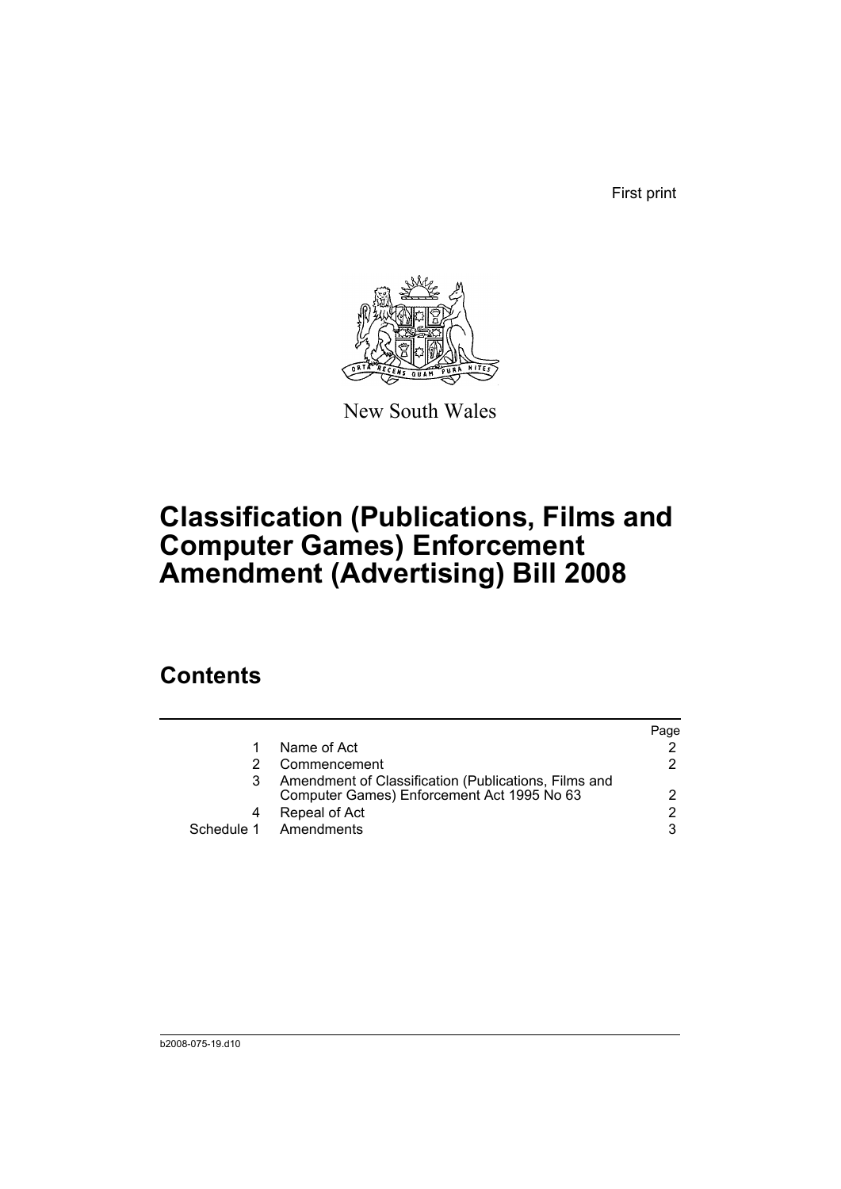First print

New South Wales

# Classification (Publications, Films and Computer Games) Enforcement Amendment (Advertising) Bill 2008

## Contents

| | | Page |
|---|---|---|
| 1 | Name of Act | 2 |
| 2 | Commencement | 2 |
| 3 | Amendment of Classification (Publications, Films and Computer Games) Enforcement Act 1995 No 63 | 2 |
| 4 | Repeal of Act | 2 |
| Schedule 1 | Amendments | 3 |

b2008-075-19.d10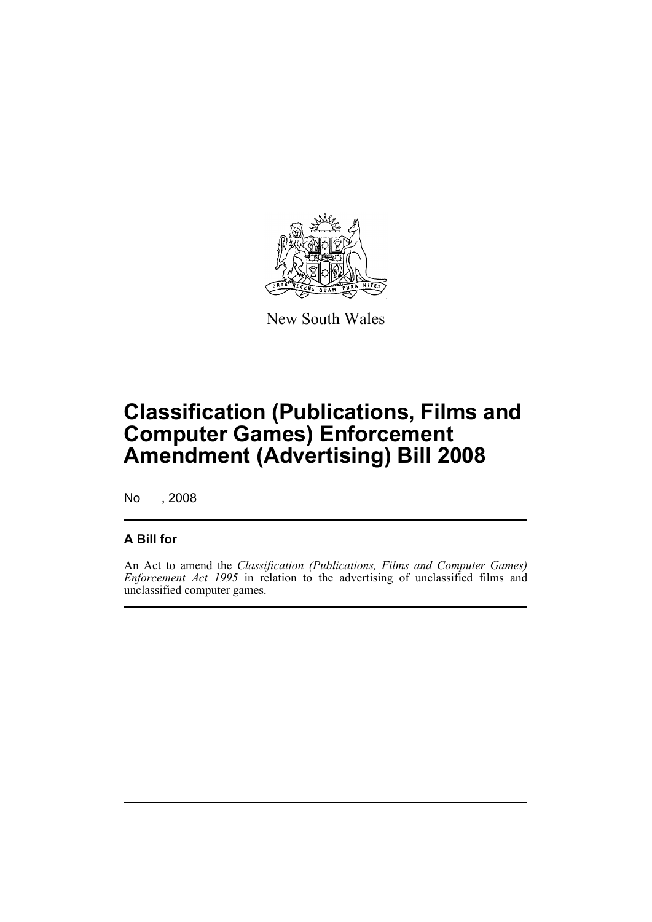New South Wales

# Classification (Publications, Films and Computer Games) Enforcement Amendment (Advertising) Bill 2008

No , 2008

## A Bill for

An Act to amend the *Classification (Publications, Films and Computer Games) Enforcement Act 1995* in relation to the advertising of unclassified films and unclassified computer games.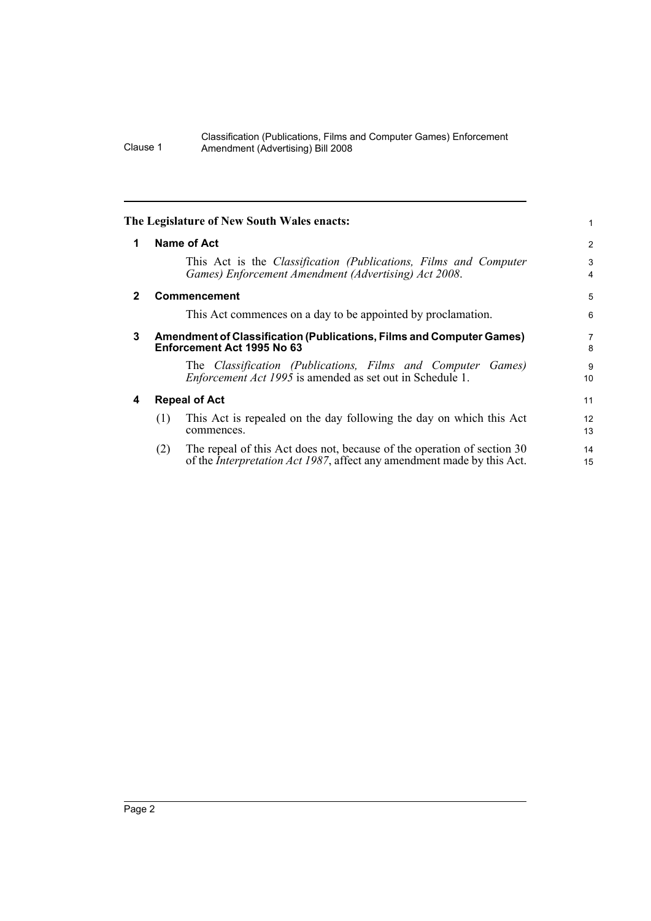**The Legislature of New South Wales enacts:**

### 1 Name of Act

This Act is the *Classification (Publications, Films and Computer Games) Enforcement Amendment (Advertising) Act 2008*.

### 2 Commencement

This Act commences on a day to be appointed by proclamation.

### 3 Amendment of Classification (Publications, Films and Computer Games) Enforcement Act 1995 No 63

The *Classification (Publications, Films and Computer Games) Enforcement Act 1995* is amended as set out in Schedule 1.

### 4 Repeal of Act

(1) This Act is repealed on the day following the day on which this Act commences.

(2) The repeal of this Act does not, because of the operation of section 30 of the *Interpretation Act 1987*, affect any amendment made by this Act.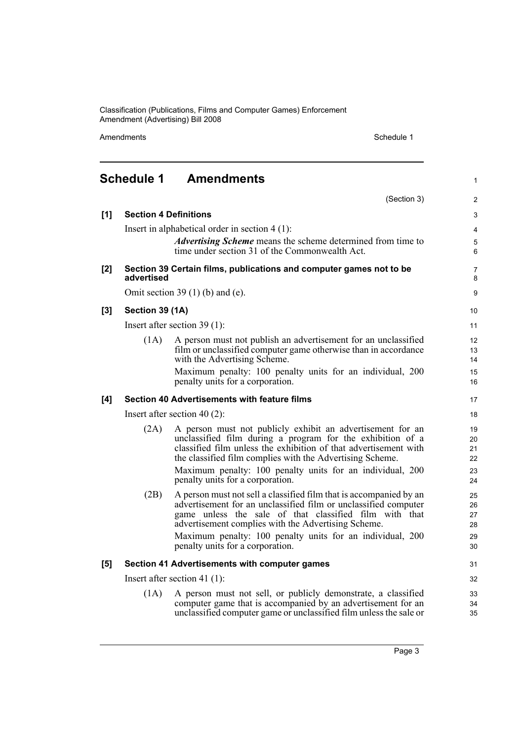## Schedule 1 Amendments

(Section 3)

**[1] Section 4 Definitions**

Insert in alphabetical order in section 4 (1):

> ***Advertising Scheme*** means the scheme determined from time to time under section 31 of the Commonwealth Act.

**[2] Section 39 Certain films, publications and computer games not to be advertised**

Omit section 39 (1) (b) and (e).

**[3] Section 39 (1A)**

Insert after section 39 (1):

> (1A) A person must not publish an advertisement for an unclassified film or unclassified computer game otherwise than in accordance with the Advertising Scheme.
>
> Maximum penalty: 100 penalty units for an individual, 200 penalty units for a corporation.

**[4] Section 40 Advertisements with feature films**

Insert after section 40 (2):

> (2A) A person must not publicly exhibit an advertisement for an unclassified film during a program for the exhibition of a classified film unless the exhibition of that advertisement with the classified film complies with the Advertising Scheme.
>
> Maximum penalty: 100 penalty units for an individual, 200 penalty units for a corporation.
>
> (2B) A person must not sell a classified film that is accompanied by an advertisement for an unclassified film or unclassified computer game unless the sale of that classified film with that advertisement complies with the Advertising Scheme.
>
> Maximum penalty: 100 penalty units for an individual, 200 penalty units for a corporation.

**[5] Section 41 Advertisements with computer games**

Insert after section 41 (1):

> (1A) A person must not sell, or publicly demonstrate, a classified computer game that is accompanied by an advertisement for an unclassified computer game or unclassified film unless the sale or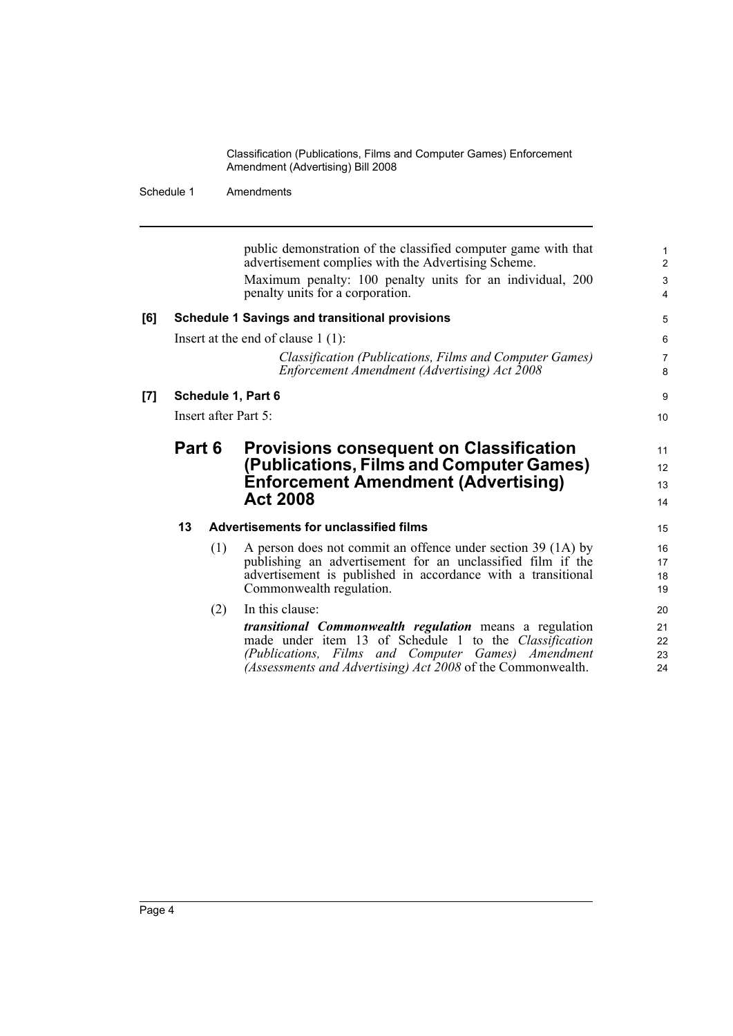public demonstration of the classified computer game with that advertisement complies with the Advertising Scheme.

Maximum penalty: 100 penalty units for an individual, 200 penalty units for a corporation.

**[6] Schedule 1 Savings and transitional provisions**

Insert at the end of clause 1 (1):

*Classification (Publications, Films and Computer Games) Enforcement Amendment (Advertising) Act 2008*

**[7] Schedule 1, Part 6**

Insert after Part 5:

## Part 6 Provisions consequent on Classification (Publications, Films and Computer Games) Enforcement Amendment (Advertising) Act 2008

### 13 Advertisements for unclassified films

(1) A person does not commit an offence under section 39 (1A) by publishing an advertisement for an unclassified film if the advertisement is published in accordance with a transitional Commonwealth regulation.

(2) In this clause:

***transitional Commonwealth regulation*** means a regulation made under item 13 of Schedule 1 to the *Classification (Publications, Films and Computer Games) Amendment (Assessments and Advertising) Act 2008* of the Commonwealth.